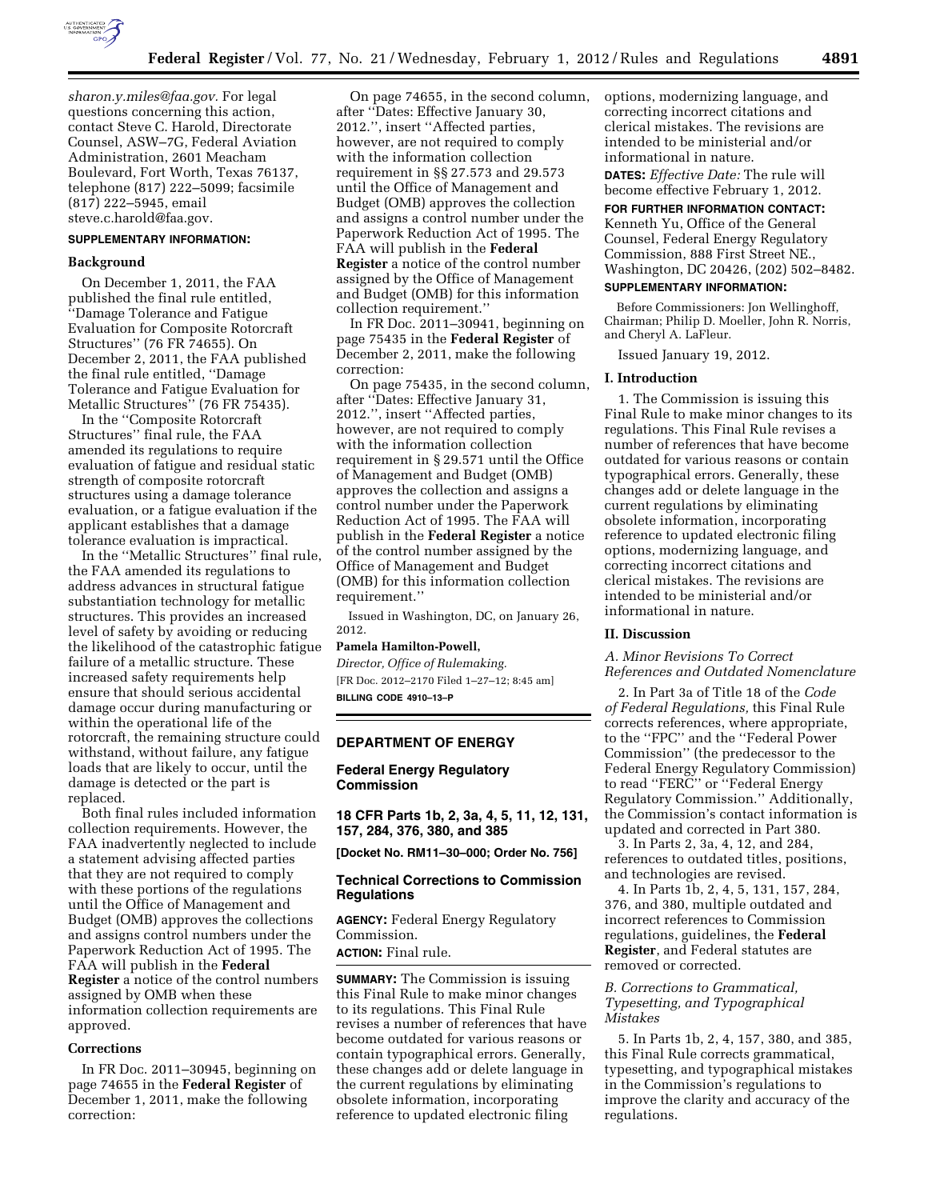*sharon.y.miles@faa.gov.* For legal questions concerning this action, contact Steve C. Harold, Directorate Counsel, ASW–7G, Federal Aviation Administration, 2601 Meacham Boulevard, Fort Worth, Texas 76137, telephone (817) 222–5099; facsimile (817) 222–5945, email steve.c.harold@faa.gov.

**SUPPLEMENTARY INFORMATION:**

**Background**

On December 1, 2011, the FAA published the final rule entitled, ''Damage Tolerance and Fatigue Evaluation for Composite Rotorcraft Structures'' (76 FR 74655). On December 2, 2011, the FAA published the final rule entitled, ''Damage Tolerance and Fatigue Evaluation for Metallic Structures'' (76 FR 75435).

In the ''Composite Rotorcraft Structures'' final rule, the FAA amended its regulations to require evaluation of fatigue and residual static strength of composite rotorcraft structures using a damage tolerance evaluation, or a fatigue evaluation if the applicant establishes that a damage tolerance evaluation is impractical.

In the ''Metallic Structures'' final rule, the FAA amended its regulations to address advances in structural fatigue substantiation technology for metallic structures. This provides an increased level of safety by avoiding or reducing the likelihood of the catastrophic fatigue failure of a metallic structure. These increased safety requirements help ensure that should serious accidental damage occur during manufacturing or within the operational life of the rotorcraft, the remaining structure could withstand, without failure, any fatigue loads that are likely to occur, until the damage is detected or the part is replaced.

Both final rules included information collection requirements. However, the FAA inadvertently neglected to include a statement advising affected parties that they are not required to comply with these portions of the regulations until the Office of Management and Budget (OMB) approves the collections and assigns control numbers under the Paperwork Reduction Act of 1995. The FAA will publish in the **Federal Register** a notice of the control numbers assigned by OMB when these information collection requirements are approved.

**Corrections**

In FR Doc. 2011–30945, beginning on page 74655 in the **Federal Register** of December 1, 2011, make the following correction:

On page 74655, in the second column, after ''Dates: Effective January 30, 2012.'', insert ''Affected parties, however, are not required to comply with the information collection requirement in §§ 27.573 and 29.573 until the Office of Management and Budget (OMB) approves the collection and assigns a control number under the Paperwork Reduction Act of 1995. The FAA will publish in the **Federal Register** a notice of the control number assigned by the Office of Management and Budget (OMB) for this information collection requirement.''

In FR Doc. 2011–30941, beginning on page 75435 in the **Federal Register** of December 2, 2011, make the following correction:

On page 75435, in the second column, after ''Dates: Effective January 31, 2012.'', insert ''Affected parties, however, are not required to comply with the information collection requirement in § 29.571 until the Office of Management and Budget (OMB) approves the collection and assigns a control number under the Paperwork Reduction Act of 1995. The FAA will publish in the **Federal Register** a notice of the control number assigned by the Office of Management and Budget (OMB) for this information collection requirement.''

Issued in Washington, DC, on January 26, 2012.

**Pamela Hamilton-Powell,**

*Director, Office of Rulemaking.*

[FR Doc. 2012–2170 Filed 1–27–12; 8:45 am]

**BILLING CODE 4910–13–P**

---

## DEPARTMENT OF ENERGY

### Federal Energy Regulatory Commission

### 18 CFR Parts 1b, 2, 3a, 4, 5, 11, 12, 131, 157, 284, 376, 380, and 385

**[Docket No. RM11–30–000; Order No. 756]**

### Technical Corrections to Commission Regulations

**AGENCY:** Federal Energy Regulatory Commission.

**ACTION:** Final rule.

**SUMMARY:** The Commission is issuing this Final Rule to make minor changes to its regulations. This Final Rule revises a number of references that have become outdated for various reasons or contain typographical errors. Generally, these changes add or delete language in the current regulations by eliminating obsolete information, incorporating reference to updated electronic filing options, modernizing language, and correcting incorrect citations and clerical mistakes. The revisions are intended to be ministerial and/or informational in nature.

**DATES:** *Effective Date:* The rule will become effective February 1, 2012.

**FOR FURTHER INFORMATION CONTACT:** Kenneth Yu, Office of the General Counsel, Federal Energy Regulatory Commission, 888 First Street NE., Washington, DC 20426, (202) 502–8482.

**SUPPLEMENTARY INFORMATION:**

Before Commissioners: Jon Wellinghoff, Chairman; Philip D. Moeller, John R. Norris, and Cheryl A. LaFleur.

Issued January 19, 2012.

**I. Introduction**

1. The Commission is issuing this Final Rule to make minor changes to its regulations. This Final Rule revises a number of references that have become outdated for various reasons or contain typographical errors. Generally, these changes add or delete language in the current regulations by eliminating obsolete information, incorporating reference to updated electronic filing options, modernizing language, and correcting incorrect citations and clerical mistakes. The revisions are intended to be ministerial and/or informational in nature.

**II. Discussion**

*A. Minor Revisions To Correct References and Outdated Nomenclature*

2. In Part 3a of Title 18 of the *Code of Federal Regulations,* this Final Rule corrects references, where appropriate, to the ''FPC'' and the ''Federal Power Commission'' (the predecessor to the Federal Energy Regulatory Commission) to read ''FERC'' or ''Federal Energy Regulatory Commission.'' Additionally, the Commission's contact information is updated and corrected in Part 380.

3. In Parts 2, 3a, 4, 12, and 284, references to outdated titles, positions, and technologies are revised.

4. In Parts 1b, 2, 4, 5, 131, 157, 284, 376, and 380, multiple outdated and incorrect references to Commission regulations, guidelines, the **Federal Register**, and Federal statutes are removed or corrected.

*B. Corrections to Grammatical, Typesetting, and Typographical Mistakes*

5. In Parts 1b, 2, 4, 157, 380, and 385, this Final Rule corrects grammatical, typesetting, and typographical mistakes in the Commission's regulations to improve the clarity and accuracy of the regulations.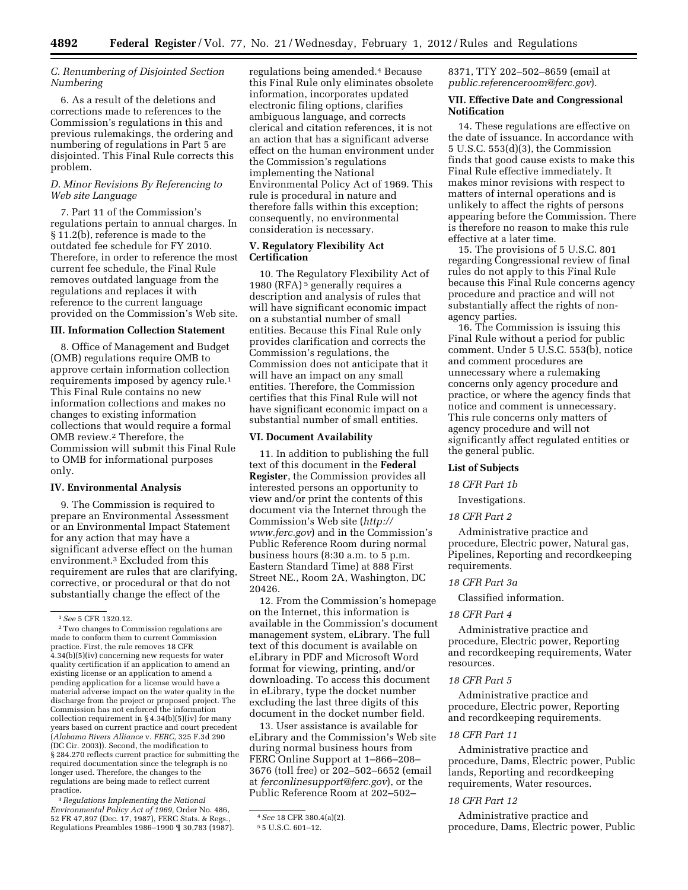### C. Renumbering of Disjointed Section Numbering

6. As a result of the deletions and corrections made to references to the Commission's regulations in this and previous rulemakings, the ordering and numbering of regulations in Part 5 are disjointed. This Final Rule corrects this problem.

### D. Minor Revisions By Referencing to Web site Language

7. Part 11 of the Commission's regulations pertain to annual charges. In § 11.2(b), reference is made to the outdated fee schedule for FY 2010. Therefore, in order to reference the most current fee schedule, the Final Rule removes outdated language from the regulations and replaces it with reference to the current language provided on the Commission's Web site.

## III. Information Collection Statement

8. Office of Management and Budget (OMB) regulations require OMB to approve certain information collection requirements imposed by agency rule.[1] This Final Rule contains no new information collections and makes no changes to existing information collections that would require a formal OMB review.[2] Therefore, the Commission will submit this Final Rule to OMB for informational purposes only.

## IV. Environmental Analysis

9. The Commission is required to prepare an Environmental Assessment or an Environmental Impact Statement for any action that may have a significant adverse effect on the human environment.[3] Excluded from this requirement are rules that are clarifying, corrective, or procedural or that do not substantially change the effect of the regulations being amended.[4] Because this Final Rule only eliminates obsolete information, incorporates updated electronic filing options, clarifies ambiguous language, and corrects clerical and citation references, it is not an action that has a significant adverse effect on the human environment under the Commission's regulations implementing the National Environmental Policy Act of 1969. This rule is procedural in nature and therefore falls within this exception; consequently, no environmental consideration is necessary.

## V. Regulatory Flexibility Act Certification

10. The Regulatory Flexibility Act of 1980 (RFA)[5] generally requires a description and analysis of rules that will have significant economic impact on a substantial number of small entities. Because this Final Rule only provides clarification and corrects the Commission's regulations, the Commission does not anticipate that it will have an impact on any small entities. Therefore, the Commission certifies that this Final Rule will not have significant economic impact on a substantial number of small entities.

## VI. Document Availability

11. In addition to publishing the full text of this document in the **Federal Register**, the Commission provides all interested persons an opportunity to view and/or print the contents of this document via the Internet through the Commission's Web site (*http://www.ferc.gov*) and in the Commission's Public Reference Room during normal business hours (8:30 a.m. to 5 p.m. Eastern Standard Time) at 888 First Street NE., Room 2A, Washington, DC 20426.

12. From the Commission's homepage on the Internet, this information is available in the Commission's document management system, eLibrary. The full text of this document is available on eLibrary in PDF and Microsoft Word format for viewing, printing, and/or downloading. To access this document in eLibrary, type the docket number excluding the last three digits of this document in the docket number field.

13. User assistance is available for eLibrary and the Commission's Web site during normal business hours from FERC Online Support at 1–866–208–3676 (toll free) or 202–502–6652 (email at *ferconlinesupport@ferc.gov*), or the Public Reference Room at 202–502–8371, TTY 202–502–8659 (email at *public.referenceroom@ferc.gov*).

## VII. Effective Date and Congressional Notification

14. These regulations are effective on the date of issuance. In accordance with 5 U.S.C. 553(d)(3), the Commission finds that good cause exists to make this Final Rule effective immediately. It makes minor revisions with respect to matters of internal operations and is unlikely to affect the rights of persons appearing before the Commission. There is therefore no reason to make this rule effective at a later time.

15. The provisions of 5 U.S.C. 801 regarding Congressional review of final rules do not apply to this Final Rule because this Final Rule concerns agency procedure and practice and will not substantially affect the rights of non-agency parties.

16. The Commission is issuing this Final Rule without a period for public comment. Under 5 U.S.C. 553(b), notice and comment procedures are unnecessary where a rulemaking concerns only agency procedure and practice, or where the agency finds that notice and comment is unnecessary. This rule concerns only matters of agency procedure and will not significantly affect regulated entities or the general public.

### List of Subjects

*18 CFR Part 1b*

Investigations.

*18 CFR Part 2*

Administrative practice and procedure, Electric power, Natural gas, Pipelines, Reporting and recordkeeping requirements.

*18 CFR Part 3a*

Classified information.

*18 CFR Part 4*

Administrative practice and procedure, Electric power, Reporting and recordkeeping requirements, Water resources.

*18 CFR Part 5*

Administrative practice and procedure, Electric power, Reporting and recordkeeping requirements.

*18 CFR Part 11*

Administrative practice and procedure, Dams, Electric power, Public lands, Reporting and recordkeeping requirements, Water resources.

*18 CFR Part 12*

Administrative practice and procedure, Dams, Electric power, Public

---

[1] *See* 5 CFR 1320.12.

[2] Two changes to Commission regulations are made to conform them to current Commission practice. First, the rule removes 18 CFR 4.34(b)(5)(iv) concerning new requests for water quality certification if an application to amend an existing license or an application to amend a pending application for a license would have a material adverse impact on the water quality in the discharge from the project or proposed project. The Commission has not enforced the information collection requirement in § 4.34(b)(5)(iv) for many years based on current practice and court precedent (*Alabama Rivers Alliance* v. *FERC,* 325 F.3d 290 (DC Cir. 2003)). Second, the modification to § 284.270 reflects current practice for submitting the required documentation since the telegraph is no longer used. Therefore, the changes to the regulations are being made to reflect current practice.

[3] *Regulations Implementing the National Environmental Policy Act of 1969,* Order No. 486, 52 FR 47,897 (Dec. 17, 1987), FERC Stats. & Regs., Regulations Preambles 1986–1990 ¶ 30,783 (1987).

[4] *See* 18 CFR 380.4(a)(2).

[5] 5 U.S.C. 601–12.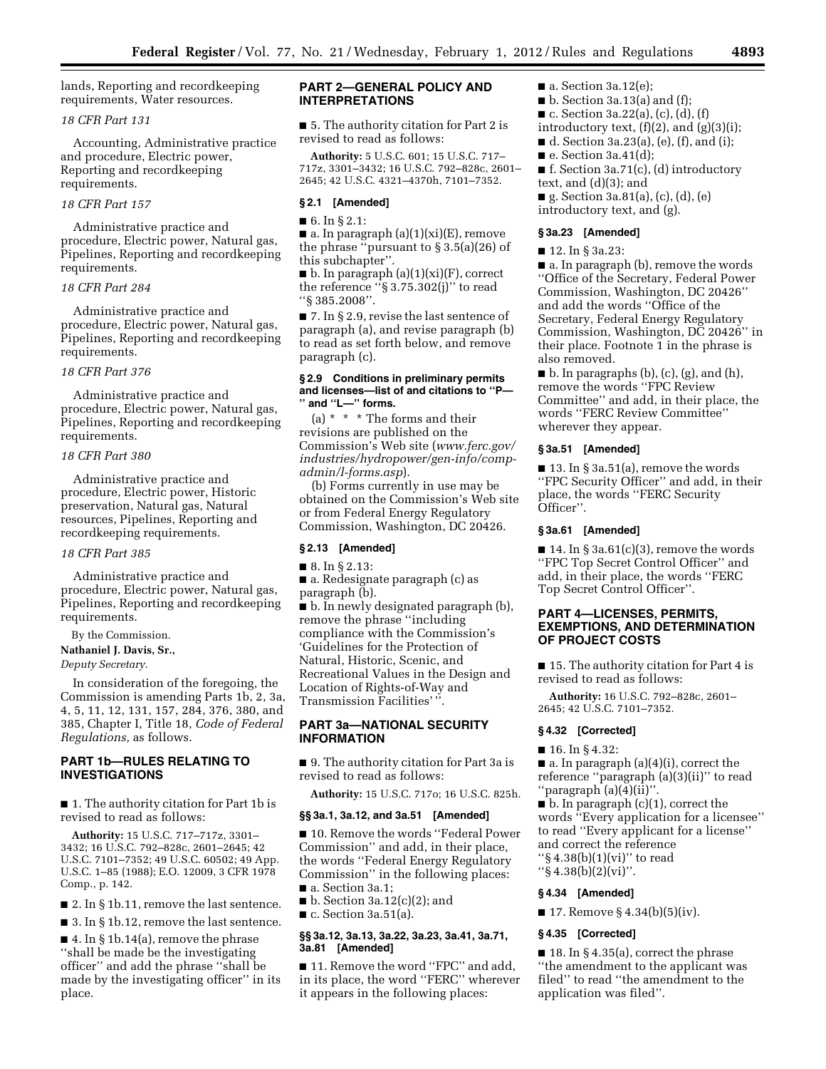lands, Reporting and recordkeeping requirements, Water resources.

*18 CFR Part 131*

Accounting, Administrative practice and procedure, Electric power, Reporting and recordkeeping requirements.

*18 CFR Part 157*

Administrative practice and procedure, Electric power, Natural gas, Pipelines, Reporting and recordkeeping requirements.

*18 CFR Part 284*

Administrative practice and procedure, Electric power, Natural gas, Pipelines, Reporting and recordkeeping requirements.

*18 CFR Part 376*

Administrative practice and procedure, Electric power, Natural gas, Pipelines, Reporting and recordkeeping requirements.

*18 CFR Part 380*

Administrative practice and procedure, Electric power, Historic preservation, Natural gas, Natural resources, Pipelines, Reporting and recordkeeping requirements.

*18 CFR Part 385*

Administrative practice and procedure, Electric power, Natural gas, Pipelines, Reporting and recordkeeping requirements.

By the Commission.

**Nathaniel J. Davis, Sr.,**

*Deputy Secretary.*

In consideration of the foregoing, the Commission is amending Parts 1b, 2, 3a, 4, 5, 11, 12, 131, 157, 284, 376, 380, and 385, Chapter I, Title 18, *Code of Federal Regulations,* as follows.

## PART 1b—RULES RELATING TO INVESTIGATIONS

■ 1. The authority citation for Part 1b is revised to read as follows:

**Authority:** 15 U.S.C. 717–717z, 3301–3432; 16 U.S.C. 792–828c, 2601–2645; 42 U.S.C. 7101–7352; 49 U.S.C. 60502; 49 App. U.S.C. 1–85 (1988); E.O. 12009, 3 CFR 1978 Comp., p. 142.

■ 2. In § 1b.11, remove the last sentence.

■ 3. In § 1b.12, remove the last sentence.

■ 4. In § 1b.14(a), remove the phrase "shall be made be the investigating officer" and add the phrase "shall be made by the investigating officer" in its place.

## PART 2—GENERAL POLICY AND INTERPRETATIONS

■ 5. The authority citation for Part 2 is revised to read as follows:

**Authority:** 5 U.S.C. 601; 15 U.S.C. 717–717z, 3301–3432; 16 U.S.C. 792–828c, 2601–2645; 42 U.S.C. 4321–4370h, 7101–7352.

### § 2.1 [Amended]

■ 6. In § 2.1:

■ a. In paragraph (a)(1)(xi)(E), remove the phrase "pursuant to § 3.5(a)(26) of this subchapter".

■ b. In paragraph (a)(1)(xi)(F), correct the reference "§ 3.75.302(j)" to read "§ 385.2008".

■ 7. In § 2.9, revise the last sentence of paragraph (a), and revise paragraph (b) to read as set forth below, and remove paragraph (c).

### § 2.9 Conditions in preliminary permits and licenses—list of and citations to "P—" and "L—" forms.

(a) * * * The forms and their revisions are published on the Commission's Web site (*www.ferc.gov/industries/hydropower/gen-info/comp-admin/l-forms.asp*).

(b) Forms currently in use may be obtained on the Commission's Web site or from Federal Energy Regulatory Commission, Washington, DC 20426.

### § 2.13 [Amended]

■ 8. In § 2.13:

■ a. Redesignate paragraph (c) as paragraph (b).

■ b. In newly designated paragraph (b), remove the phrase "including compliance with the Commission's 'Guidelines for the Protection of Natural, Historic, Scenic, and Recreational Values in the Design and Location of Rights-of-Way and Transmission Facilities' ".

## PART 3a—NATIONAL SECURITY INFORMATION

■ 9. The authority citation for Part 3a is revised to read as follows:

**Authority:** 15 U.S.C. 717o; 16 U.S.C. 825h.

### §§ 3a.1, 3a.12, and 3a.51 [Amended]

■ 10. Remove the words "Federal Power Commission" and add, in their place, the words "Federal Energy Regulatory Commission" in the following places:

■ a. Section 3a.1;

■ b. Section 3a.12(c)(2); and

■ c. Section 3a.51(a).

### §§ 3a.12, 3a.13, 3a.22, 3a.23, 3a.41, 3a.71, 3a.81 [Amended]

■ 11. Remove the word "FPC" and add, in its place, the word "FERC" wherever it appears in the following places:

■ a. Section 3a.12(e);

■ b. Section 3a.13(a) and (f);

■ c. Section 3a.22(a), (c), (d), (f) introductory text, (f)(2), and (g)(3)(i);

■ d. Section 3a.23(a), (e), (f), and (i);

■ e. Section 3a.41(d);

■ f. Section 3a.71(c), (d) introductory text, and (d)(3); and

■ g. Section 3a.81(a), (c), (d), (e) introductory text, and (g).

### § 3a.23 [Amended]

■ 12. In § 3a.23:

■ a. In paragraph (b), remove the words "Office of the Secretary, Federal Power Commission, Washington, DC 20426" and add the words "Office of the Secretary, Federal Energy Regulatory Commission, Washington, DC 20426" in their place. Footnote 1 in the phrase is also removed.

■ b. In paragraphs (b), (c), (g), and (h), remove the words "FPC Review Committee" and add, in their place, the words "FERC Review Committee" wherever they appear.

### § 3a.51 [Amended]

■ 13. In § 3a.51(a), remove the words "FPC Security Officer" and add, in their place, the words "FERC Security Officer".

### § 3a.61 [Amended]

■ 14. In § 3a.61(c)(3), remove the words "FPC Top Secret Control Officer" and add, in their place, the words "FERC Top Secret Control Officer".

## PART 4—LICENSES, PERMITS, EXEMPTIONS, AND DETERMINATION OF PROJECT COSTS

■ 15. The authority citation for Part 4 is revised to read as follows:

**Authority:** 16 U.S.C. 792–828c, 2601–2645; 42 U.S.C. 7101–7352.

### § 4.32 [Corrected]

■ 16. In § 4.32:

■ a. In paragraph (a)(4)(i), correct the reference "paragraph (a)(3)(ii)" to read "paragraph (a)(4)(ii)".

■ b. In paragraph (c)(1), correct the words "Every application for a licensee" to read "Every applicant for a license" and correct the reference "§ 4.38(b)(1)(vi)" to read "§ 4.38(b)(2)(vi)".

### § 4.34 [Amended]

■ 17. Remove § 4.34(b)(5)(iv).

### § 4.35 [Corrected]

■ 18. In § 4.35(a), correct the phrase "the amendment to the applicant was filed" to read "the amendment to the application was filed".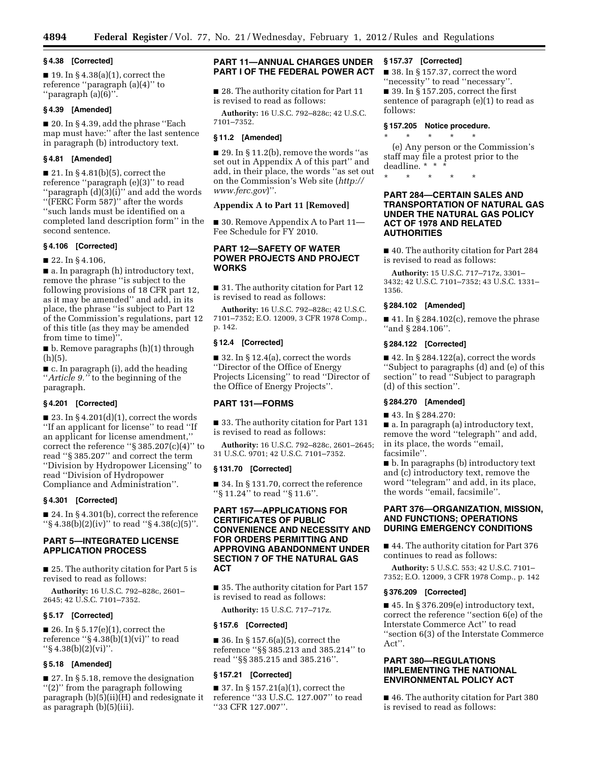### § 4.38 [Corrected]

■ 19. In § 4.38(a)(1), correct the reference ''paragraph (a)(4)'' to ''paragraph (a)(6)''.

### § 4.39 [Amended]

■ 20. In § 4.39, add the phrase ''Each map must have:'' after the last sentence in paragraph (b) introductory text.

### § 4.81 [Amended]

■ 21. In § 4.81(b)(5), correct the reference ''paragraph (e)(3)'' to read ''paragraph (d)(3)(i)'' and add the words ''(FERC Form 587)'' after the words ''such lands must be identified on a completed land description form'' in the second sentence.

### § 4.106 [Corrected]

■ 22. In § 4.106,

■ a. In paragraph (h) introductory text, remove the phrase ''is subject to the following provisions of 18 CFR part 12, as it may be amended'' and add, in its place, the phrase ''is subject to Part 12 of the Commission's regulations, part 12 of this title (as they may be amended from time to time)''.

■ b. Remove paragraphs (h)(1) through (h)(5).

■ c. In paragraph (i), add the heading ''*Article 9.*'' to the beginning of the paragraph.

### § 4.201 [Corrected]

■ 23. In § 4.201(d)(1), correct the words ''If an applicant for license'' to read ''If an applicant for license amendment,'' correct the reference ''§ 385.207(c)(4)'' to read ''§ 385.207'' and correct the term ''Division by Hydropower Licensing'' to read ''Division of Hydropower Compliance and Administration''.

### § 4.301 [Corrected]

■ 24. In § 4.301(b), correct the reference ''§ 4.38(b)(2)(iv)'' to read ''§ 4.38(c)(5)''.

## PART 5—INTEGRATED LICENSE APPLICATION PROCESS

■ 25. The authority citation for Part 5 is revised to read as follows:

**Authority:** 16 U.S.C. 792–828c, 2601–2645; 42 U.S.C. 7101–7352.

### § 5.17 [Corrected]

■ 26. In § 5.17(e)(1), correct the reference ''§ 4.38(b)(1)(vi)'' to read ''§ 4.38(b)(2)(vi)''.

### § 5.18 [Amended]

■ 27. In § 5.18, remove the designation ''(2)'' from the paragraph following paragraph (b)(5)(ii)(H) and redesignate it as paragraph (b)(5)(iii).

## PART 11—ANNUAL CHARGES UNDER PART I OF THE FEDERAL POWER ACT

■ 28. The authority citation for Part 11 is revised to read as follows:

**Authority:** 16 U.S.C. 792–828c; 42 U.S.C. 7101–7352.

### § 11.2 [Amended]

■ 29. In § 11.2(b), remove the words ''as set out in Appendix A of this part'' and add, in their place, the words ''as set out on the Commission's Web site (*http://www.ferc.gov*)''.

### Appendix A to Part 11 [Removed]

■ 30. Remove Appendix A to Part 11—Fee Schedule for FY 2010.

## PART 12—SAFETY OF WATER POWER PROJECTS AND PROJECT WORKS

■ 31. The authority citation for Part 12 is revised to read as follows:

**Authority:** 16 U.S.C. 792–828c; 42 U.S.C. 7101–7352; E.O. 12009, 3 CFR 1978 Comp., p. 142.

### § 12.4 [Corrected]

■ 32. In § 12.4(a), correct the words ''Director of the Office of Energy Projects Licensing'' to read ''Director of the Office of Energy Projects''.

## PART 131—FORMS

■ 33. The authority citation for Part 131 is revised to read as follows:

**Authority:** 16 U.S.C. 792–828c, 2601–2645; 31 U.S.C. 9701; 42 U.S.C. 7101–7352.

### § 131.70 [Corrected]

■ 34. In § 131.70, correct the reference ''§ 11.24'' to read ''§ 11.6''.

## PART 157—APPLICATIONS FOR CERTIFICATES OF PUBLIC CONVENIENCE AND NECESSITY AND FOR ORDERS PERMITTING AND APPROVING ABANDONMENT UNDER SECTION 7 OF THE NATURAL GAS ACT

■ 35. The authority citation for Part 157 is revised to read as follows:

**Authority:** 15 U.S.C. 717–717z.

### § 157.6 [Corrected]

■ 36. In § 157.6(a)(5), correct the reference ''§§ 385.213 and 385.214'' to read ''§§ 385.215 and 385.216''.

### § 157.21 [Corrected]

■ 37. In § 157.21(a)(1), correct the reference ''33 U.S.C. 127.007'' to read ''33 CFR 127.007''.

### § 157.37 [Corrected]

■ 38. In § 157.37, correct the word ''necessity'' to read ''necessary''.

■ 39. In § 157.205, correct the first sentence of paragraph (e)(1) to read as follows:

### § 157.205 Notice procedure.

\* \* \* \* \*

(e) Any person or the Commission's staff may file a protest prior to the deadline. \* \* \*

\* \* \* \* \*

## PART 284—CERTAIN SALES AND TRANSPORTATION OF NATURAL GAS UNDER THE NATURAL GAS POLICY ACT OF 1978 AND RELATED AUTHORITIES

■ 40. The authority citation for Part 284 is revised to read as follows:

**Authority:** 15 U.S.C. 717–717z, 3301–3432; 42 U.S.C. 7101–7352; 43 U.S.C. 1331–1356.

### § 284.102 [Amended]

■ 41. In § 284.102(c), remove the phrase ''and § 284.106''.

### § 284.122 [Corrected]

■ 42. In § 284.122(a), correct the words ''Subject to paragraphs (d) and (e) of this section'' to read ''Subject to paragraph (d) of this section''.

### § 284.270 [Amended]

■ 43. In § 284.270:

■ a. In paragraph (a) introductory text, remove the word ''telegraph'' and add, in its place, the words ''email, facsimile''.

■ b. In paragraphs (b) introductory text and (c) introductory text, remove the word ''telegram'' and add, in its place, the words ''email, facsimile''.

## PART 376—ORGANIZATION, MISSION, AND FUNCTIONS; OPERATIONS DURING EMERGENCY CONDITIONS

■ 44. The authority citation for Part 376 continues to read as follows:

**Authority:** 5 U.S.C. 553; 42 U.S.C. 7101–7352; E.O. 12009, 3 CFR 1978 Comp., p. 142

### § 376.209 [Corrected]

■ 45. In § 376.209(e) introductory text, correct the reference ''section 6(e) of the Interstate Commerce Act'' to read ''section 6(3) of the Interstate Commerce Act''.

## PART 380—REGULATIONS IMPLEMENTING THE NATIONAL ENVIRONMENTAL POLICY ACT

■ 46. The authority citation for Part 380 is revised to read as follows: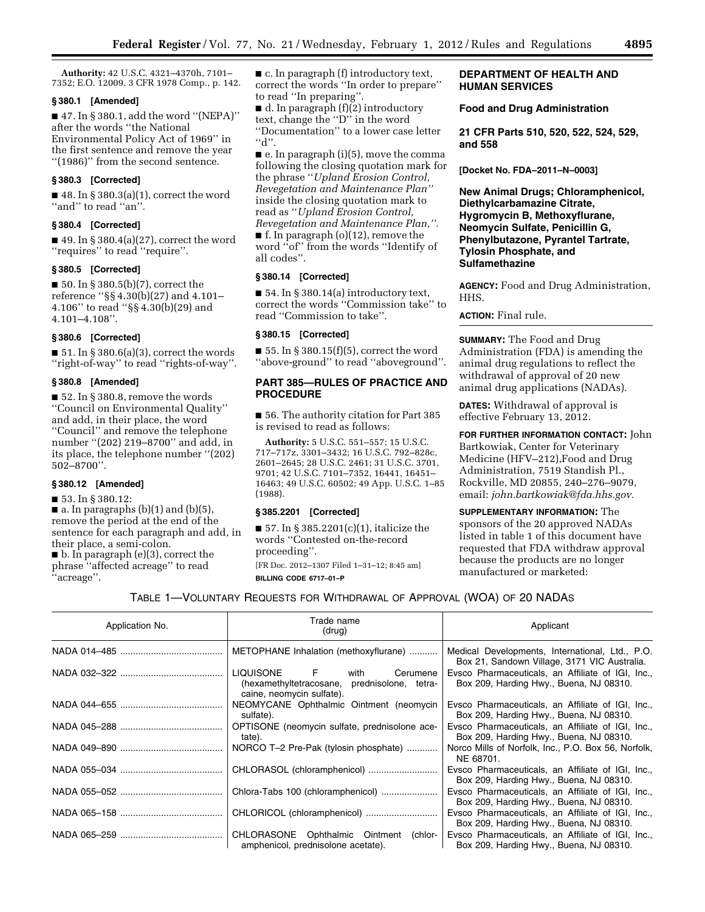**Authority:** 42 U.S.C. 4321–4370h, 7101–7352; E.O. 12009, 3 CFR 1978 Comp., p. 142.

### § 380.1 [Amended]

■ 47. In § 380.1, add the word ''(NEPA)'' after the words ''the National Environmental Policy Act of 1969'' in the first sentence and remove the year ''(1986)'' from the second sentence.

### § 380.3 [Corrected]

■ 48. In § 380.3(a)(1), correct the word ''and'' to read ''an''.

### § 380.4 [Corrected]

■ 49. In § 380.4(a)(27), correct the word ''requires'' to read ''require''.

### § 380.5 [Corrected]

■ 50. In § 380.5(b)(7), correct the reference ''§§ 4.30(b)(27) and 4.101–4.106'' to read ''§§ 4.30(b)(29) and 4.101–4.108''.

### § 380.6 [Corrected]

■ 51. In § 380.6(a)(3), correct the words ''right-of-way'' to read ''rights-of-way''.

### § 380.8 [Amended]

■ 52. In § 380.8, remove the words ''Council on Environmental Quality'' and add, in their place, the word ''Council'' and remove the telephone number ''(202) 219–8700'' and add, in its place, the telephone number ''(202) 502–8700''.

### § 380.12 [Amended]

■ 53. In § 380.12:

■ a. In paragraphs (b)(1) and (b)(5), remove the period at the end of the sentence for each paragraph and add, in their place, a semi-colon.

■ b. In paragraph (e)(3), correct the phrase ''affected acreage'' to read ''acreage''.

■ c. In paragraph (f) introductory text, correct the words ''In order to prepare'' to read ''In preparing''.

■ d. In paragraph (f)(2) introductory text, change the ''D'' in the word ''Documentation'' to a lower case letter ''d''.

■ e. In paragraph (i)(5), move the comma following the closing quotation mark for the phrase ''*Upland Erosion Control, Revegetation and Maintenance Plan*'' inside the closing quotation mark to read as ''*Upland Erosion Control, Revegetation and Maintenance Plan,*''.

■ f. In paragraph (o)(12), remove the word ''of'' from the words ''Identify of all codes''.

### § 380.14 [Corrected]

■ 54. In § 380.14(a) introductory text, correct the words ''Commission take'' to read ''Commission to take''.

### § 380.15 [Corrected]

■ 55. In § 380.15(f)(5), correct the word ''above-ground'' to read ''aboveground''.

## PART 385—RULES OF PRACTICE AND PROCEDURE

■ 56. The authority citation for Part 385 is revised to read as follows:

**Authority:** 5 U.S.C. 551–557; 15 U.S.C. 717–717z, 3301–3432; 16 U.S.C. 792–828c, 2601–2645; 28 U.S.C. 2461; 31 U.S.C. 3701, 9701; 42 U.S.C. 7101–7352, 16441, 16451–16463; 49 U.S.C. 60502; 49 App. U.S.C. 1–85 (1988).

### § 385.2201 [Corrected]

■ 57. In § 385.2201(c)(1), italicize the words ''Contested on-the-record proceeding''.

[FR Doc. 2012–1307 Filed 1–31–12; 8:45 am]

**BILLING CODE 6717–01–P**

## DEPARTMENT OF HEALTH AND HUMAN SERVICES

### Food and Drug Administration

### 21 CFR Parts 510, 520, 522, 524, 529, and 558

**[Docket No. FDA–2011–N–0003]**

### New Animal Drugs; Chloramphenicol, Diethylcarbamazine Citrate, Hygromycin B, Methoxyflurane, Neomycin Sulfate, Penicillin G, Phenylbutazone, Pyrantel Tartrate, Tylosin Phosphate, and Sulfamethazine

**AGENCY:** Food and Drug Administration, HHS.

**ACTION:** Final rule.

**SUMMARY:** The Food and Drug Administration (FDA) is amending the animal drug regulations to reflect the withdrawal of approval of 20 new animal drug applications (NADAs).

**DATES:** Withdrawal of approval is effective February 13, 2012.

**FOR FURTHER INFORMATION CONTACT:** John Bartkowiak, Center for Veterinary Medicine (HFV–212),Food and Drug Administration, 7519 Standish Pl., Rockville, MD 20855, 240–276–9079, email: *john.bartkowiak@fda.hhs.gov.*

**SUPPLEMENTARY INFORMATION:** The sponsors of the 20 approved NADAs listed in table 1 of this document have requested that FDA withdraw approval because the products are no longer manufactured or marketed:

TABLE 1—VOLUNTARY REQUESTS FOR WITHDRAWAL OF APPROVAL (WOA) OF 20 NADAS

| Application No. | Trade name (drug) | Applicant |
|---|---|---|
| NADA 014–485 | METOPHANE Inhalation (methoxyflurane) | Medical Developments, International, Ltd., P.O. Box 21, Sandown Village, 3171 VIC Australia. |
| NADA 032–322 | LIQUISONE F with Cerumene (hexamethyltetracosane, prednisolone, tetracaine, neomycin sulfate). | Evsco Pharmaceuticals, an Affiliate of IGI, Inc., Box 209, Harding Hwy., Buena, NJ 08310. |
| NADA 044–655 | NEOMYCANE Ophthalmic Ointment (neomycin sulfate). | Evsco Pharmaceuticals, an Affiliate of IGI, Inc., Box 209, Harding Hwy., Buena, NJ 08310. |
| NADA 045–288 | OPTISONE (neomycin sulfate, prednisolone acetate). | Evsco Pharmaceuticals, an Affiliate of IGI, Inc., Box 209, Harding Hwy., Buena, NJ 08310. |
| NADA 049–890 | NORCO T–2 Pre-Pak (tylosin phosphate) | Norco Mills of Norfolk, Inc., P.O. Box 56, Norfolk, NE 68701. |
| NADA 055–034 | CHLORASOL (chloramphenicol) | Evsco Pharmaceuticals, an Affiliate of IGI, Inc., Box 209, Harding Hwy., Buena, NJ 08310. |
| NADA 055–052 | Chlora-Tabs 100 (chloramphenicol) | Evsco Pharmaceuticals, an Affiliate of IGI, Inc., Box 209, Harding Hwy., Buena, NJ 08310. |
| NADA 065–158 | CHLORICOL (chloramphenicol) | Evsco Pharmaceuticals, an Affiliate of IGI, Inc., Box 209, Harding Hwy., Buena, NJ 08310. |
| NADA 065–259 | CHLORASONE Ophthalmic Ointment (chloramphenicol, prednisolone acetate). | Evsco Pharmaceuticals, an Affiliate of IGI, Inc., Box 209, Harding Hwy., Buena, NJ 08310. |